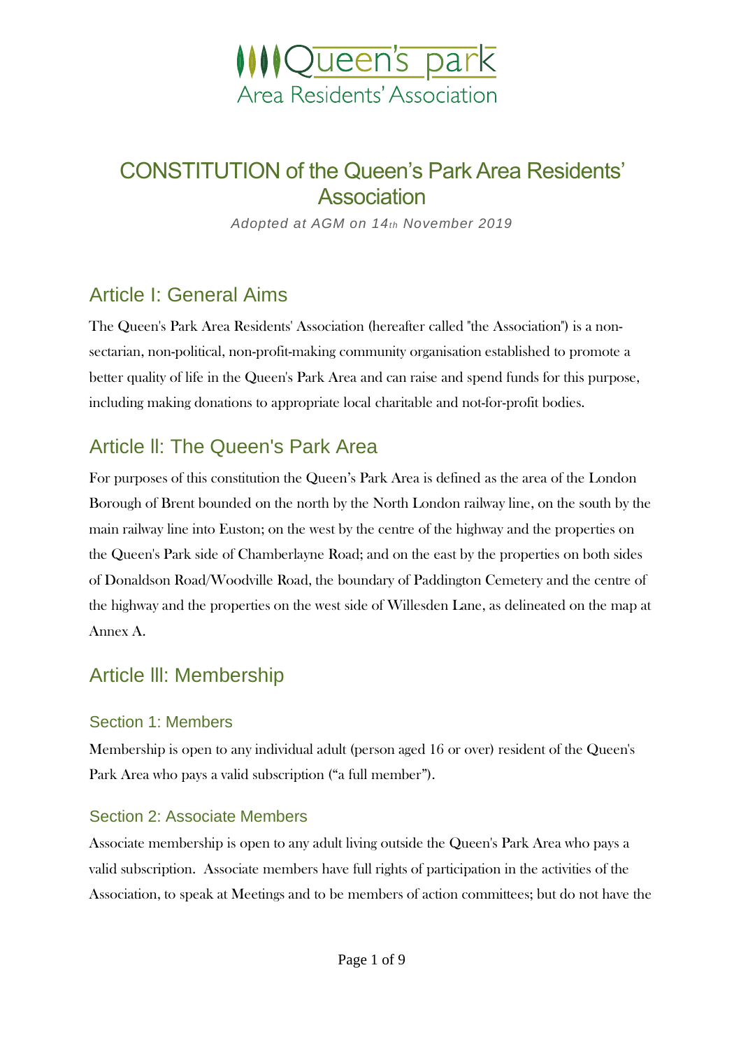Queen's park
Area Residents' Association

# CONSTITUTION of the Queen's Park Area Residents' Association

*Adopted at AGM on 14th November 2019*

## Article I: General Aims

The Queen's Park Area Residents' Association (hereafter called "the Association") is a non-sectarian, non-political, non-profit-making community organisation established to promote a better quality of life in the Queen's Park Area and can raise and spend funds for this purpose, including making donations to appropriate local charitable and not-for-profit bodies.

## Article II: The Queen's Park Area

For purposes of this constitution the Queen's Park Area is defined as the area of the London Borough of Brent bounded on the north by the North London railway line, on the south by the main railway line into Euston; on the west by the centre of the highway and the properties on the Queen's Park side of Chamberlayne Road; and on the east by the properties on both sides of Donaldson Road/Woodville Road, the boundary of Paddington Cemetery and the centre of the highway and the properties on the west side of Willesden Lane, as delineated on the map at Annex A.

## Article III: Membership

### Section 1: Members

Membership is open to any individual adult (person aged 16 or over) resident of the Queen's Park Area who pays a valid subscription ("a full member").

### Section 2: Associate Members

Associate membership is open to any adult living outside the Queen's Park Area who pays a valid subscription. Associate members have full rights of participation in the activities of the Association, to speak at Meetings and to be members of action committees; but do not have the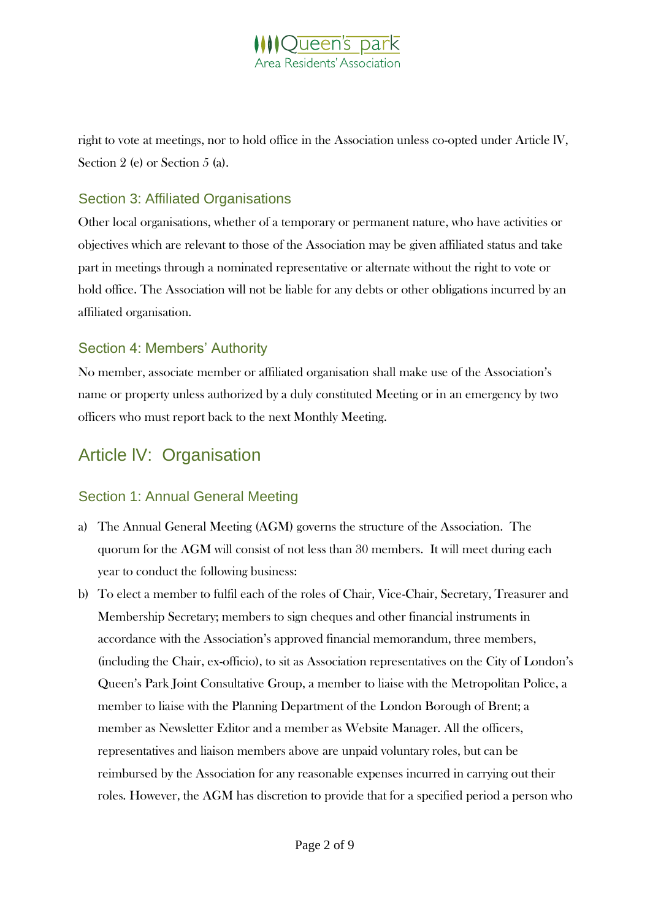right to vote at meetings, nor to hold office in the Association unless co-opted under Article lV, Section 2 (e) or Section 5 (a).

### Section 3: Affiliated Organisations

Other local organisations, whether of a temporary or permanent nature, who have activities or objectives which are relevant to those of the Association may be given affiliated status and take part in meetings through a nominated representative or alternate without the right to vote or hold office. The Association will not be liable for any debts or other obligations incurred by an affiliated organisation.

### Section 4: Members' Authority

No member, associate member or affiliated organisation shall make use of the Association's name or property unless authorized by a duly constituted Meeting or in an emergency by two officers who must report back to the next Monthly Meeting.

## Article lV: Organisation

### Section 1: Annual General Meeting

a) The Annual General Meeting (AGM) governs the structure of the Association. The quorum for the AGM will consist of not less than 30 members. It will meet during each year to conduct the following business:

b) To elect a member to fulfil each of the roles of Chair, Vice-Chair, Secretary, Treasurer and Membership Secretary; members to sign cheques and other financial instruments in accordance with the Association's approved financial memorandum, three members, (including the Chair, ex-officio), to sit as Association representatives on the City of London's Queen's Park Joint Consultative Group, a member to liaise with the Metropolitan Police, a member to liaise with the Planning Department of the London Borough of Brent; a member as Newsletter Editor and a member as Website Manager. All the officers, representatives and liaison members above are unpaid voluntary roles, but can be reimbursed by the Association for any reasonable expenses incurred in carrying out their roles. However, the AGM has discretion to provide that for a specified period a person who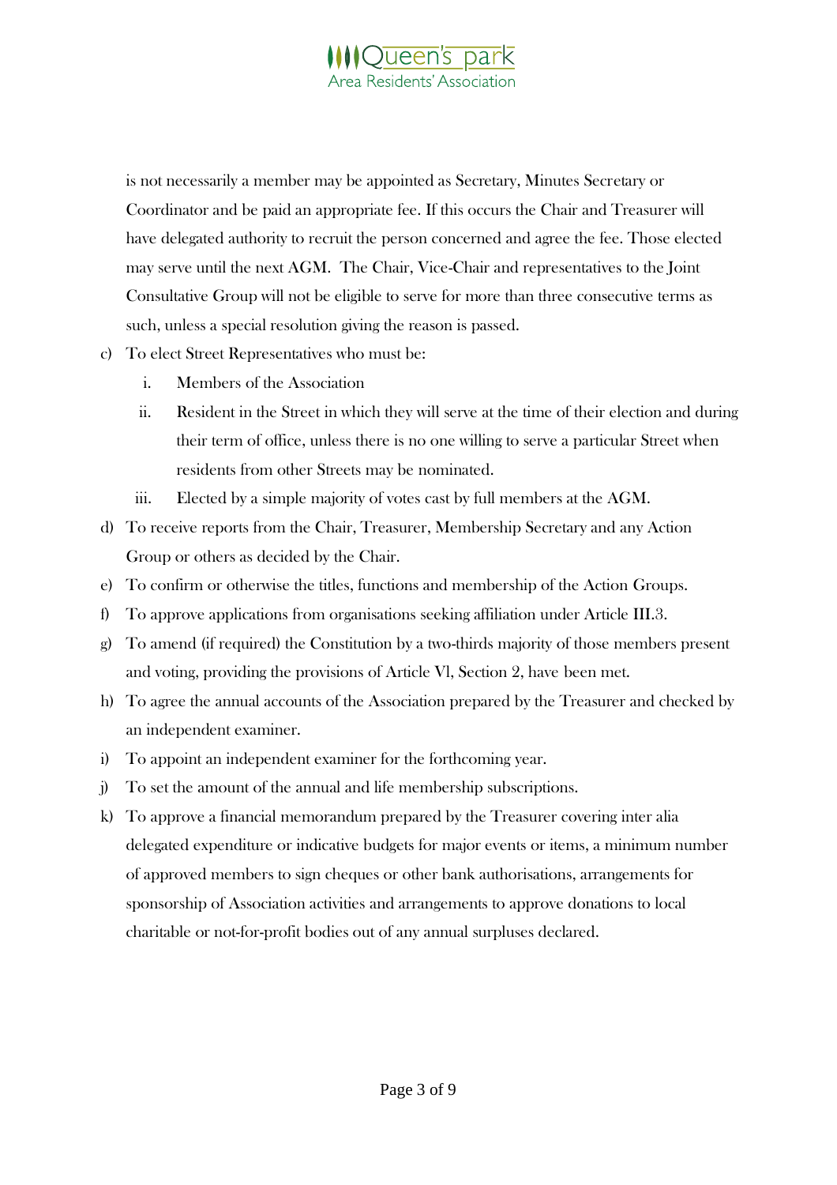is not necessarily a member may be appointed as Secretary, Minutes Secretary or Coordinator and be paid an appropriate fee. If this occurs the Chair and Treasurer will have delegated authority to recruit the person concerned and agree the fee. Those elected may serve until the next AGM. The Chair, Vice-Chair and representatives to the Joint Consultative Group will not be eligible to serve for more than three consecutive terms as such, unless a special resolution giving the reason is passed.

c) To elect Street Representatives who must be:
    i. Members of the Association
    ii. Resident in the Street in which they will serve at the time of their election and during their term of office, unless there is no one willing to serve a particular Street when residents from other Streets may be nominated.
    iii. Elected by a simple majority of votes cast by full members at the AGM.
d) To receive reports from the Chair, Treasurer, Membership Secretary and any Action Group or others as decided by the Chair.
e) To confirm or otherwise the titles, functions and membership of the Action Groups.
f) To approve applications from organisations seeking affiliation under Article III.3.
g) To amend (if required) the Constitution by a two-thirds majority of those members present and voting, providing the provisions of Article Vl, Section 2, have been met.
h) To agree the annual accounts of the Association prepared by the Treasurer and checked by an independent examiner.
i) To appoint an independent examiner for the forthcoming year.
j) To set the amount of the annual and life membership subscriptions.
k) To approve a financial memorandum prepared by the Treasurer covering inter alia delegated expenditure or indicative budgets for major events or items, a minimum number of approved members to sign cheques or other bank authorisations, arrangements for sponsorship of Association activities and arrangements to approve donations to local charitable or not-for-profit bodies out of any annual surpluses declared.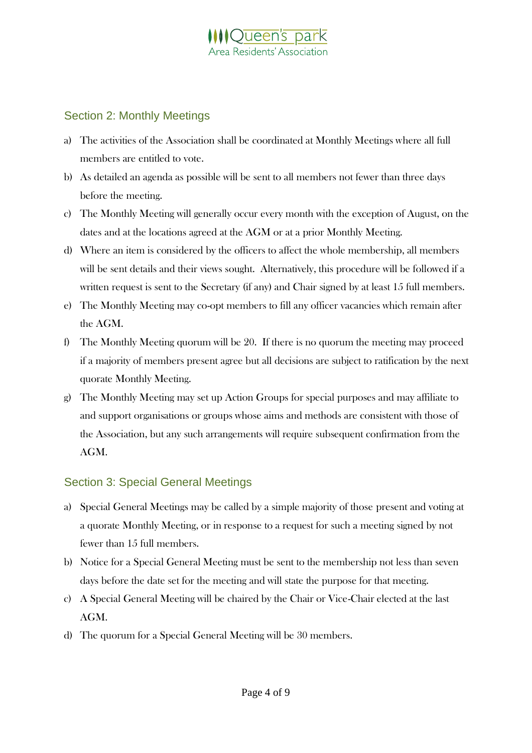## Section 2: Monthly Meetings

a) The activities of the Association shall be coordinated at Monthly Meetings where all full members are entitled to vote.

b) As detailed an agenda as possible will be sent to all members not fewer than three days before the meeting.

c) The Monthly Meeting will generally occur every month with the exception of August, on the dates and at the locations agreed at the AGM or at a prior Monthly Meeting.

d) Where an item is considered by the officers to affect the whole membership, all members will be sent details and their views sought. Alternatively, this procedure will be followed if a written request is sent to the Secretary (if any) and Chair signed by at least 15 full members.

e) The Monthly Meeting may co-opt members to fill any officer vacancies which remain after the AGM.

f) The Monthly Meeting quorum will be 20. If there is no quorum the meeting may proceed if a majority of members present agree but all decisions are subject to ratification by the next quorate Monthly Meeting.

g) The Monthly Meeting may set up Action Groups for special purposes and may affiliate to and support organisations or groups whose aims and methods are consistent with those of the Association, but any such arrangements will require subsequent confirmation from the AGM.

## Section 3: Special General Meetings

a) Special General Meetings may be called by a simple majority of those present and voting at a quorate Monthly Meeting, or in response to a request for such a meeting signed by not fewer than 15 full members.

b) Notice for a Special General Meeting must be sent to the membership not less than seven days before the date set for the meeting and will state the purpose for that meeting.

c) A Special General Meeting will be chaired by the Chair or Vice-Chair elected at the last AGM.

d) The quorum for a Special General Meeting will be 30 members.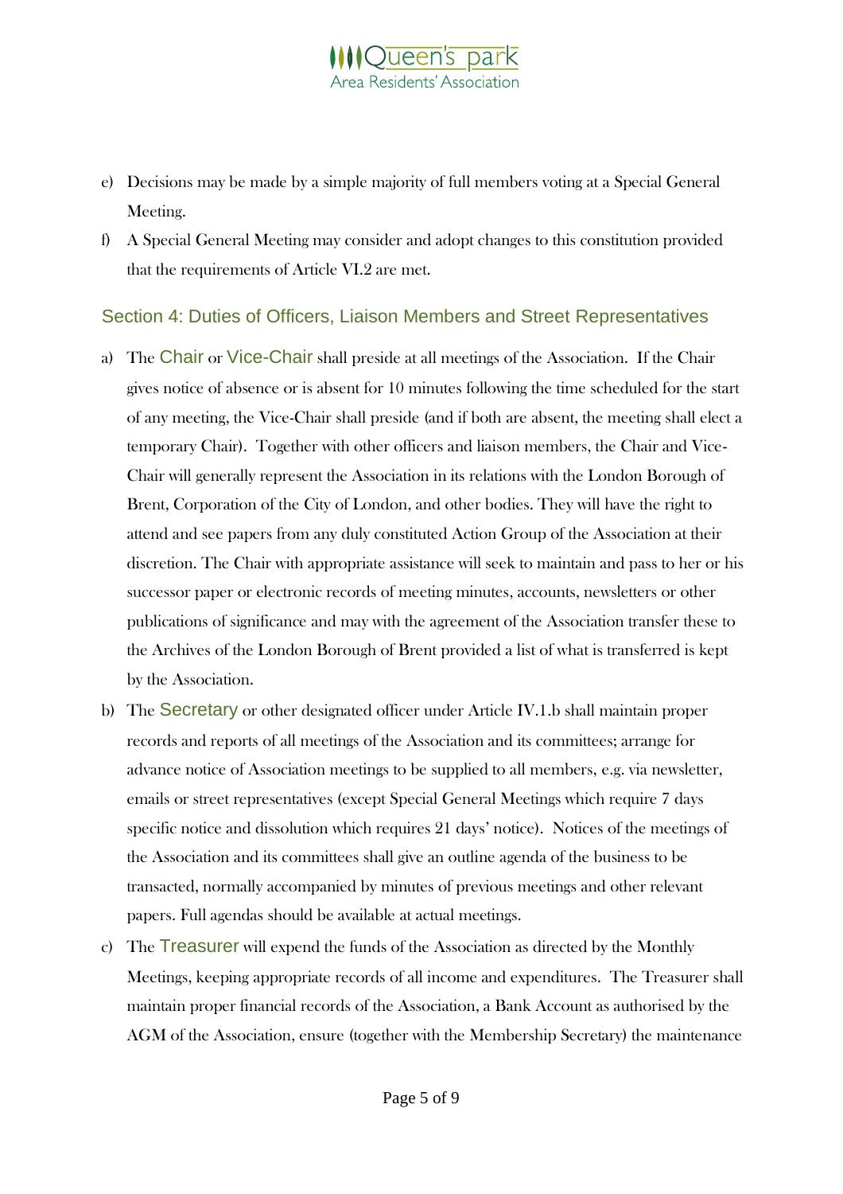e) Decisions may be made by a simple majority of full members voting at a Special General Meeting.
f) A Special General Meeting may consider and adopt changes to this constitution provided that the requirements of Article VI.2 are met.

## Section 4: Duties of Officers, Liaison Members and Street Representatives

a) The Chair or Vice-Chair shall preside at all meetings of the Association. If the Chair gives notice of absence or is absent for 10 minutes following the time scheduled for the start of any meeting, the Vice-Chair shall preside (and if both are absent, the meeting shall elect a temporary Chair). Together with other officers and liaison members, the Chair and Vice-Chair will generally represent the Association in its relations with the London Borough of Brent, Corporation of the City of London, and other bodies. They will have the right to attend and see papers from any duly constituted Action Group of the Association at their discretion. The Chair with appropriate assistance will seek to maintain and pass to her or his successor paper or electronic records of meeting minutes, accounts, newsletters or other publications of significance and may with the agreement of the Association transfer these to the Archives of the London Borough of Brent provided a list of what is transferred is kept by the Association.
b) The Secretary or other designated officer under Article IV.1.b shall maintain proper records and reports of all meetings of the Association and its committees; arrange for advance notice of Association meetings to be supplied to all members, e.g. via newsletter, emails or street representatives (except Special General Meetings which require 7 days specific notice and dissolution which requires 21 days' notice). Notices of the meetings of the Association and its committees shall give an outline agenda of the business to be transacted, normally accompanied by minutes of previous meetings and other relevant papers. Full agendas should be available at actual meetings.
c) The Treasurer will expend the funds of the Association as directed by the Monthly Meetings, keeping appropriate records of all income and expenditures. The Treasurer shall maintain proper financial records of the Association, a Bank Account as authorised by the AGM of the Association, ensure (together with the Membership Secretary) the maintenance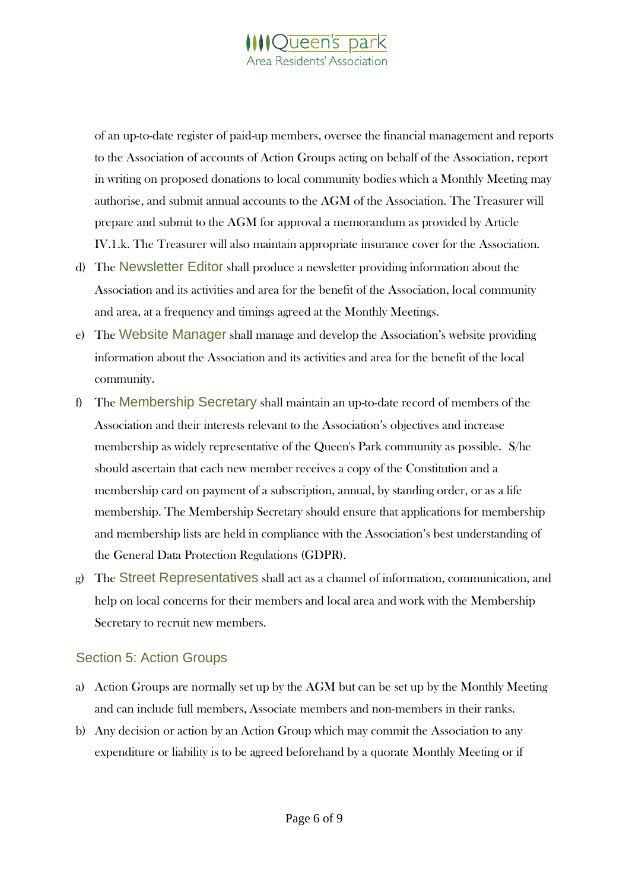of an up-to-date register of paid-up members, oversee the financial management and reports to the Association of accounts of Action Groups acting on behalf of the Association, report in writing on proposed donations to local community bodies which a Monthly Meeting may authorise, and submit annual accounts to the AGM of the Association. The Treasurer will prepare and submit to the AGM for approval a memorandum as provided by Article IV.1.k. The Treasurer will also maintain appropriate insurance cover for the Association.

d) The Newsletter Editor shall produce a newsletter providing information about the Association and its activities and area for the benefit of the Association, local community and area, at a frequency and timings agreed at the Monthly Meetings.

e) The Website Manager shall manage and develop the Association's website providing information about the Association and its activities and area for the benefit of the local community.

f) The Membership Secretary shall maintain an up-to-date record of members of the Association and their interests relevant to the Association's objectives and increase membership as widely representative of the Queen's Park community as possible. S/he should ascertain that each new member receives a copy of the Constitution and a membership card on payment of a subscription, annual, by standing order, or as a life membership. The Membership Secretary should ensure that applications for membership and membership lists are held in compliance with the Association's best understanding of the General Data Protection Regulations (GDPR).

g) The Street Representatives shall act as a channel of information, communication, and help on local concerns for their members and local area and work with the Membership Secretary to recruit new members.

## Section 5: Action Groups

a) Action Groups are normally set up by the AGM but can be set up by the Monthly Meeting and can include full members, Associate members and non-members in their ranks.

b) Any decision or action by an Action Group which may commit the Association to any expenditure or liability is to be agreed beforehand by a quorate Monthly Meeting or if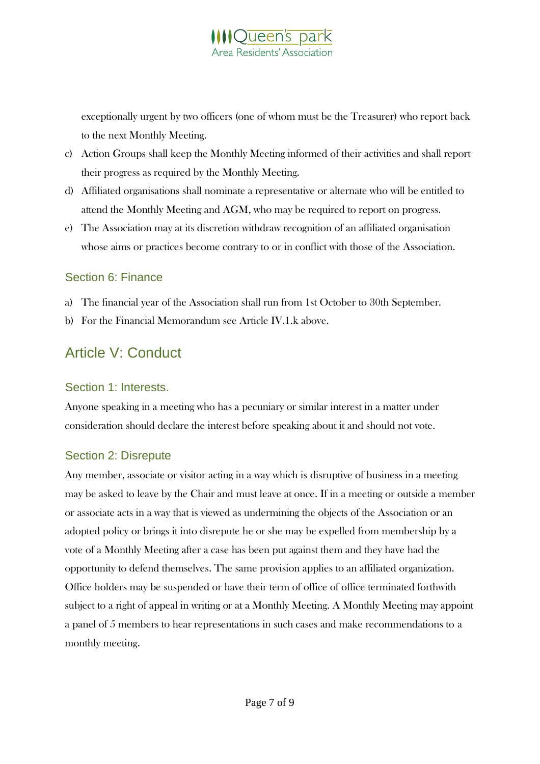exceptionally urgent by two officers (one of whom must be the Treasurer) who report back to the next Monthly Meeting.

c) Action Groups shall keep the Monthly Meeting informed of their activities and shall report their progress as required by the Monthly Meeting.

d) Affiliated organisations shall nominate a representative or alternate who will be entitled to attend the Monthly Meeting and AGM, who may be required to report on progress.

e) The Association may at its discretion withdraw recognition of an affiliated organisation whose aims or practices become contrary to or in conflict with those of the Association.

### Section 6: Finance

a) The financial year of the Association shall run from 1st October to 30th September.

b) For the Financial Memorandum see Article IV.1.k above.

## Article V: Conduct

### Section 1: Interests.

Anyone speaking in a meeting who has a pecuniary or similar interest in a matter under consideration should declare the interest before speaking about it and should not vote.

### Section 2: Disrepute

Any member, associate or visitor acting in a way which is disruptive of business in a meeting may be asked to leave by the Chair and must leave at once. If in a meeting or outside a member or associate acts in a way that is viewed as undermining the objects of the Association or an adopted policy or brings it into disrepute he or she may be expelled from membership by a vote of a Monthly Meeting after a case has been put against them and they have had the opportunity to defend themselves. The same provision applies to an affiliated organization. Office holders may be suspended or have their term of office of office terminated forthwith subject to a right of appeal in writing or at a Monthly Meeting. A Monthly Meeting may appoint a panel of 5 members to hear representations in such cases and make recommendations to a monthly meeting.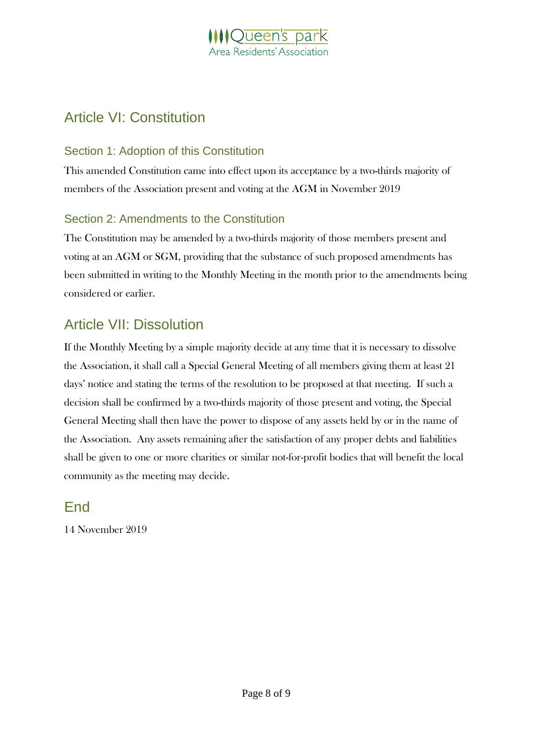## Article VI: Constitution

### Section 1: Adoption of this Constitution

This amended Constitution came into effect upon its acceptance by a two-thirds majority of members of the Association present and voting at the AGM in November 2019

### Section 2: Amendments to the Constitution

The Constitution may be amended by a two-thirds majority of those members present and voting at an AGM or SGM, providing that the substance of such proposed amendments has been submitted in writing to the Monthly Meeting in the month prior to the amendments being considered or earlier.

## Article VII: Dissolution

If the Monthly Meeting by a simple majority decide at any time that it is necessary to dissolve the Association, it shall call a Special General Meeting of all members giving them at least 21 days' notice and stating the terms of the resolution to be proposed at that meeting. If such a decision shall be confirmed by a two-thirds majority of those present and voting, the Special General Meeting shall then have the power to dispose of any assets held by or in the name of the Association. Any assets remaining after the satisfaction of any proper debts and liabilities shall be given to one or more charities or similar not-for-profit bodies that will benefit the local community as the meeting may decide.

## End

14 November 2019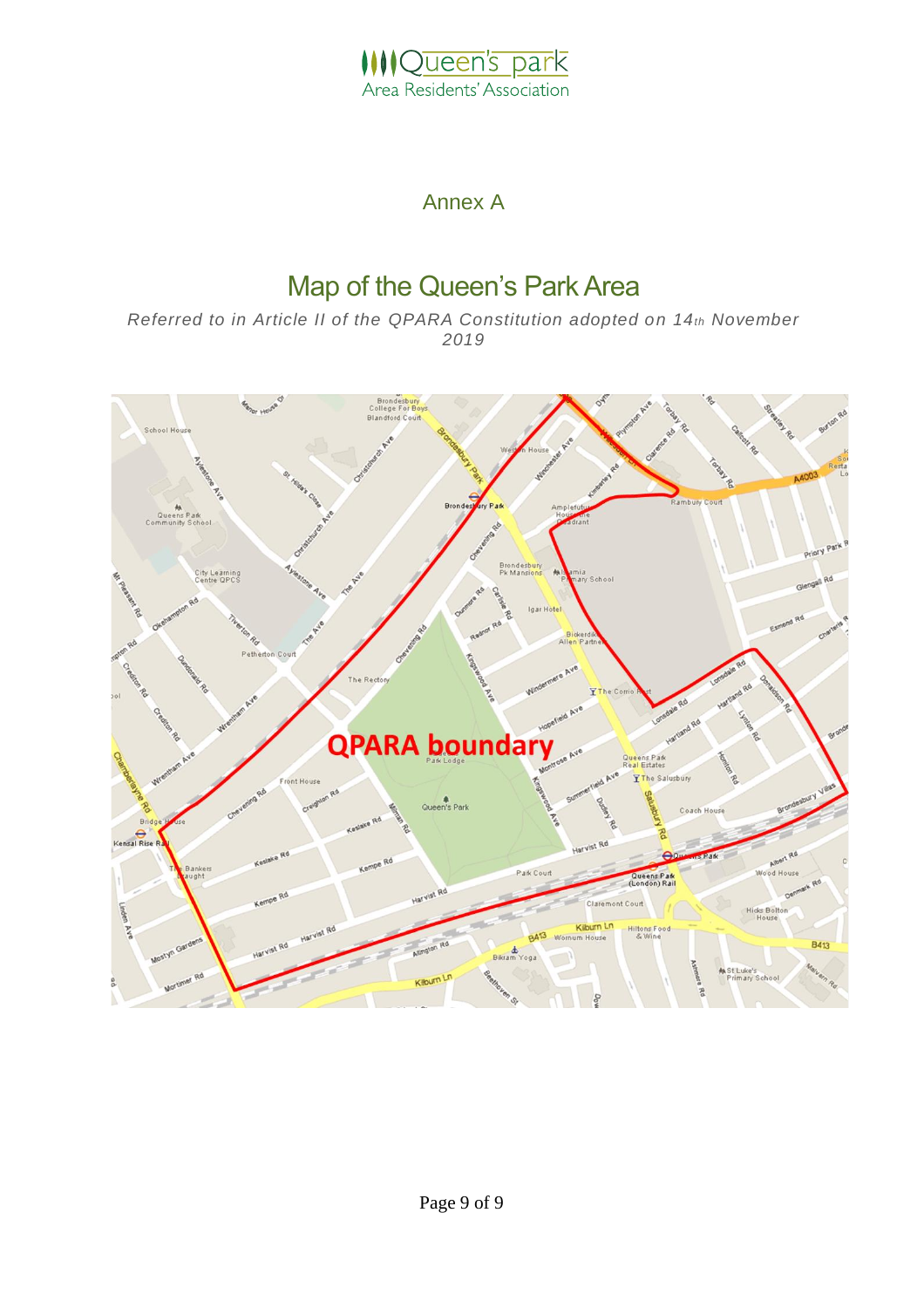Queen's park
Area Residents' Association

Annex A

# Map of the Queen's Park Area

*Referred to in Article II of the QPARA Constitution adopted on 14th November 2019*

QPARA boundary